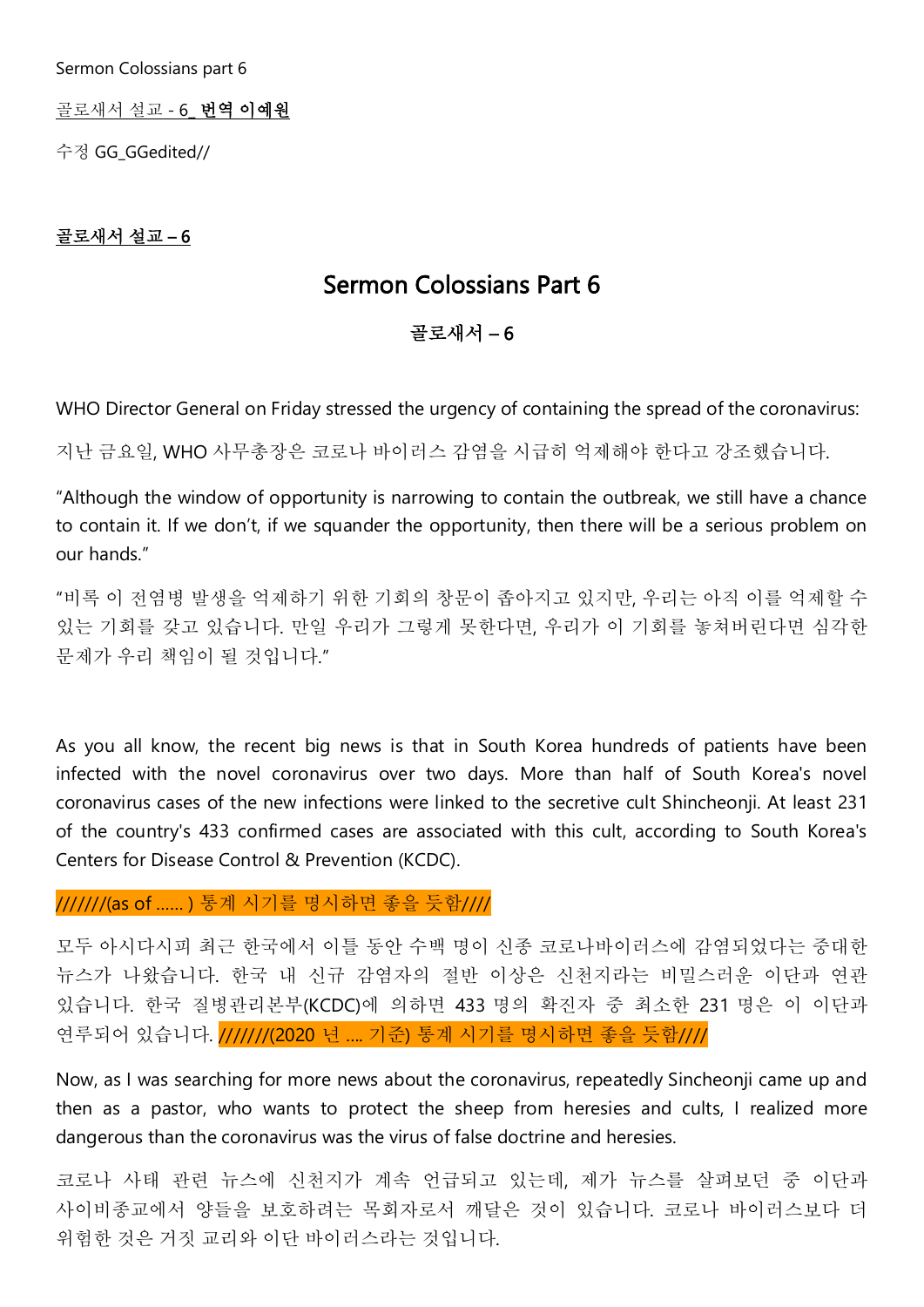Sermon Colossians part 6

골로새서 설교 - 6_ **번역 이예원**

수정 GG_GGedited//

**골로새서 설교 – 6**

# Sermon Colossians Part 6

## 골로새서 – 6

WHO Director General on Friday stressed the urgency of containing the spread of the coronavirus:

지난 금요일, WHO 사무총장은 코로나 바이러스 감염을 시급히 억제해야 한다고 강조했습니다.

"Although the window of opportunity is narrowing to contain the outbreak, we still have a chance to contain it. If we don't, if we squander the opportunity, then there will be a serious problem on our hands."

"비록 이 전염병 발생을 억제하기 위한 기회의 창문이 좁아지고 있지만, 우리는 아직 이를 억제할 수 있는 기회를 갖고 있습니다. 만일 우리가 그렇게 못한다면, 우리가 이 기회를 놓쳐버린다면 심각한 문제가 우리 책임이 될 것입니다."

As you all know, the recent big news is that in South Korea hundreds of patients have been infected with the novel coronavirus over two days. More than half of South Korea's novel coronavirus cases of the new infections were linked to the secretive cult Shincheonji. At least 231 of the country's 433 confirmed cases are associated with this cult, according to South Korea's Centers for Disease Control & Prevention (KCDC).

///////(as of ...... ) 통계 시기를 명시하면 좋을 듯함////

모두 아시다시피 최근 한국에서 이틀 동안 수백 명이 신종 코로나바이러스에 감염되었다는 중대한 뉴스가 나왔습니다. 한국 내 신규 감염자의 절반 이상은 신천지라는 비밀스러운 이단과 연관 있습니다. 한국 질병관리본부(KCDC)에 의하면 433 명의 확진자 중 최소한 231 명은 이 이단과 연루되어 있습니다. ///////(2020 년 .... 기준) 통계 시기를 명시하면 좋을 듯함////

Now, as I was searching for more news about the coronavirus, repeatedly Sincheonji came up and then as a pastor, who wants to protect the sheep from heresies and cults, I realized more dangerous than the coronavirus was the virus of false doctrine and heresies.

코로나 사태 관련 뉴스에 신천지가 계속 언급되고 있는데, 제가 뉴스를 살펴보던 중 이단과 사이비종교에서 양들을 보호하려는 목회자로서 깨달은 것이 있습니다. 코로나 바이러스보다 더 위험한 것은 거짓 교리와 이단 바이러스라는 것입니다.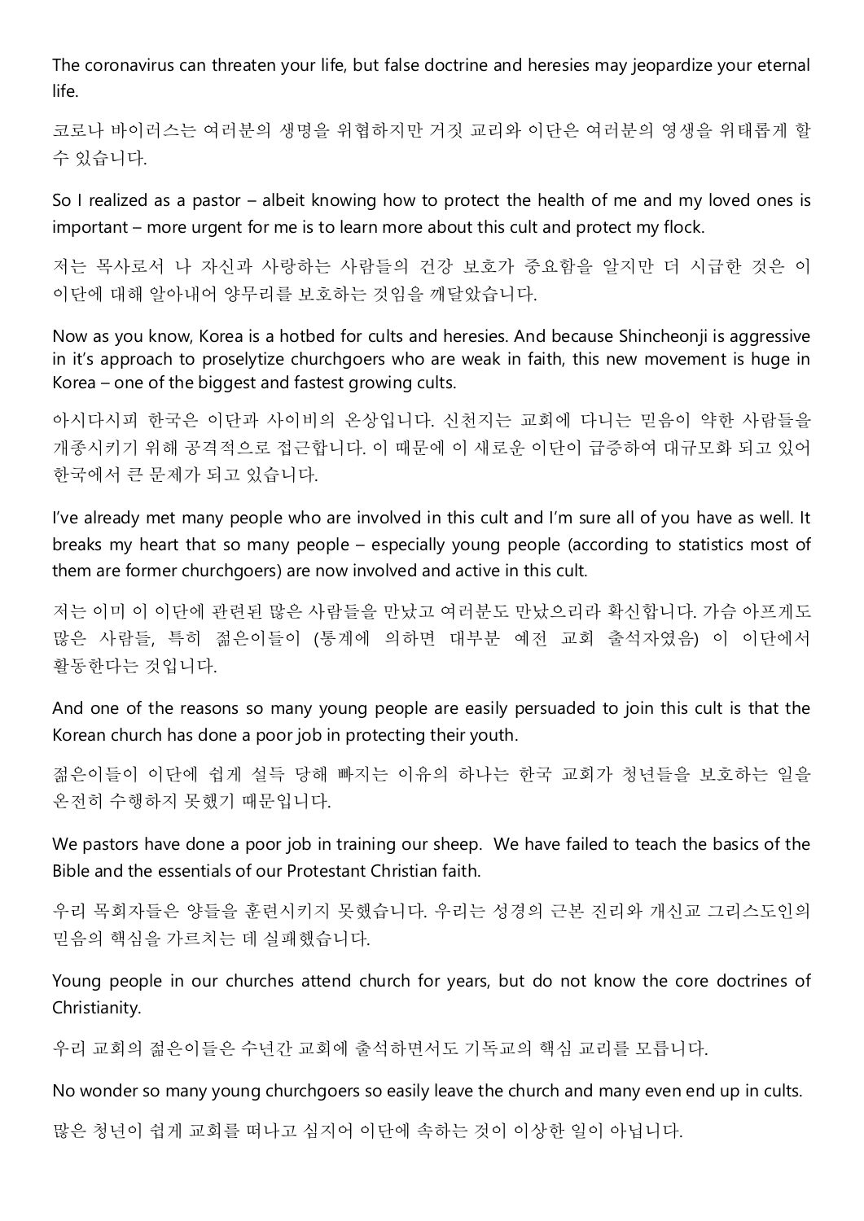The coronavirus can threaten your life, but false doctrine and heresies may jeopardize your eternal life.

코로나 바이러스는 여러분의 생명을 위협하지만 거짓 교리와 이단은 여러분의 영생을 위태롭게 할 수 있습니다.

So I realized as a pastor – albeit knowing how to protect the health of me and my loved ones is important – more urgent for me is to learn more about this cult and protect my flock.

저는 목사로서 나 자신과 사랑하는 사람들의 건강 보호가 중요함을 알지만 더 시급한 것은 이 이단에 대해 알아내어 양무리를 보호하는 것임을 깨달았습니다.

Now as you know, Korea is a hotbed for cults and heresies. And because Shincheonji is aggressive in it's approach to proselytize churchgoers who are weak in faith, this new movement is huge in Korea – one of the biggest and fastest growing cults.

아시다시피 한국은 이단과 사이비의 온상입니다. 신천지는 교회에 다니는 믿음이 약한 사람들을 개종시키기 위해 공격적으로 접근합니다. 이 때문에 이 새로운 이단이 급증하여 대규모화 되고 있어 한국에서 큰 문제가 되고 있습니다.

I've already met many people who are involved in this cult and I'm sure all of you have as well. It breaks my heart that so many people – especially young people (according to statistics most of them are former churchgoers) are now involved and active in this cult.

저는 이미 이 이단에 관련된 많은 사람들을 만났고 여러분도 만났으리라 확신합니다. 가슴 아프게도 많은 사람들, 특히 젊은이들이 (통계에 의하면 대부분 예전 교회 출석자였음) 이 이단에서 활동한다는 것입니다.

And one of the reasons so many young people are easily persuaded to join this cult is that the Korean church has done a poor job in protecting their youth.

젊은이들이 이단에 쉽게 설득 당해 빠지는 이유의 하나는 한국 교회가 청년들을 보호하는 일을 온전히 수행하지 못했기 때문입니다.

We pastors have done a poor job in training our sheep. We have failed to teach the basics of the Bible and the essentials of our Protestant Christian faith.

우리 목회자들은 양들을 훈련시키지 못했습니다. 우리는 성경의 근본 진리와 개신교 그리스도인의 믿음의 핵심을 가르치는 데 실패했습니다.

Young people in our churches attend church for years, but do not know the core doctrines of Christianity.

우리 교회의 젊은이들은 수년간 교회에 출석하면서도 기독교의 핵심 교리를 모릅니다.

No wonder so many young churchgoers so easily leave the church and many even end up in cults.

많은 청년이 쉽게 교회를 떠나고 심지어 이단에 속하는 것이 이상한 일이 아닙니다.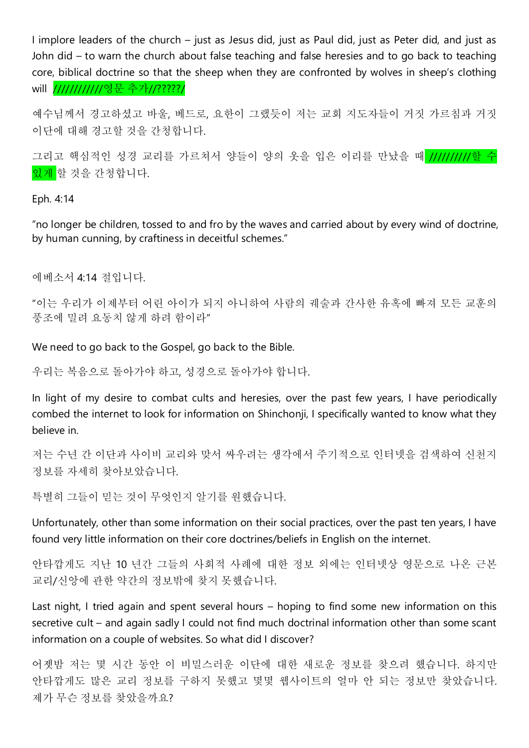I implore leaders of the church – just as Jesus did, just as Paul did, just as Peter did, and just as John did – to warn the church about false teaching and false heresies and to go back to teaching core, biblical doctrine so that the sheep when they are confronted by wolves in sheep's clothing will ///////////영문 추가//?????/

예수님께서 경고하셨고 바울, 베드로, 요한이 그랬듯이 저는 교회 지도자들이 거짓 가르침과 거짓 이단에 대해 경고할 것을 간청합니다.

그리고 핵심적인 성경 교리를 가르쳐서 양들이 양의 옷을 입은 이리를 만났을 때 //////////할 수 있게 할 것을 간청합니다.

Eph. 4:14

"no longer be children, tossed to and fro by the waves and carried about by every wind of doctrine, by human cunning, by craftiness in deceitful schemes."

에베소서 4:14 절입니다.

"이는 우리가 이제부터 어린 아이가 되지 아니하여 사람의 궤술과 간사한 유혹에 빠져 모든 교훈의 풍조에 밀려 요동치 않게 하려 함이라"

We need to go back to the Gospel, go back to the Bible.

우리는 복음으로 돌아가야 하고, 성경으로 돌아가야 합니다.

In light of my desire to combat cults and heresies, over the past few years, I have periodically combed the internet to look for information on Shinchonji, I specifically wanted to know what they believe in.

저는 수년 간 이단과 사이비 교리와 맞서 싸우려는 생각에서 주기적으로 인터넷을 검색하여 신천지 정보를 자세히 찾아보았습니다.

특별히 그들이 믿는 것이 무엇인지 알기를 원했습니다.

Unfortunately, other than some information on their social practices, over the past ten years, I have found very little information on their core doctrines/beliefs in English on the internet.

안타깝게도 지난 10 년간 그들의 사회적 사례에 대한 정보 외에는 인터넷상 영문으로 나온 근본 교리/신앙에 관한 약간의 정보밖에 찾지 못했습니다.

Last night, I tried again and spent several hours – hoping to find some new information on this secretive cult – and again sadly I could not find much doctrinal information other than some scant information on a couple of websites. So what did I discover?

어젯밤 저는 몇 시간 동안 이 비밀스러운 이단에 대한 새로운 정보를 찾으려 했습니다. 하지만 안타깝게도 많은 교리 정보를 구하지 못했고 몇몇 웹사이트의 얼마 안 되는 정보만 찾았습니다. 제가 무슨 정보를 찾았을까요?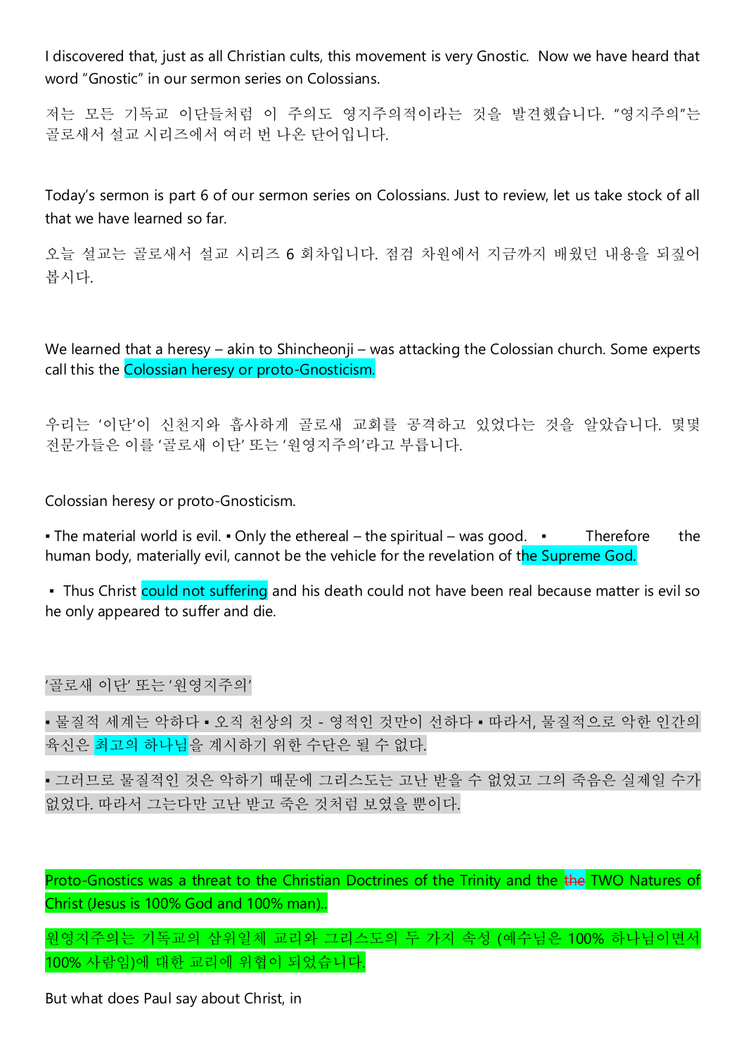I discovered that, just as all Christian cults, this movement is very Gnostic. Now we have heard that word "Gnostic" in our sermon series on Colossians.

저는 모든 기독교 이단들처럼 이 주의도 영지주의적이라는 것을 발견했습니다. "영지주의"는 골로새서 설교 시리즈에서 여러 번 나온 단어입니다.

Today's sermon is part 6 of our sermon series on Colossians. Just to review, let us take stock of all that we have learned so far.

오늘 설교는 골로새서 설교 시리즈 6 회차입니다. 점검 차원에서 지금까지 배웠던 내용을 되짚어 봅시다.

We learned that a heresy – akin to Shincheonji – was attacking the Colossian church. Some experts call this the Colossian heresy or proto-Gnosticism.

우리는 '이단'이 신천지와 흡사하게 골로새 교회를 공격하고 있었다는 것을 알았습니다. 몇몇 전문가들은 이를 '골로새 이단' 또는 '원영지주의'라고 부릅니다.

Colossian heresy or proto-Gnosticism.

▪ The material world is evil. ▪ Only the ethereal – the spiritual – was good. ▪ Therefore the human body, materially evil, cannot be the vehicle for the revelation of the Supreme God.

▪ Thus Christ could not suffering and his death could not have been real because matter is evil so he only appeared to suffer and die.

'골로새 이단' 또는 '원영지주의'

▪ 물질적 세계는 악하다 ▪ 오직 천상의 것 - 영적인 것만이 선하다 ▪ 따라서, 물질적으로 악한 인간의 육신은 최고의 하나님을 계시하기 위한 수단은 될 수 없다.

▪ 그러므로 물질적인 것은 악하기 때문에 그리스도는 고난 받을 수 없었고 그의 죽음은 실제일 수가 없었다. 따라서 그는다만 고난 받고 죽은 것처럼 보였을 뿐이다.

Proto-Gnostics was a threat to the Christian Doctrines of the Trinity and the the TWO Natures of Christ (Jesus is 100% God and 100% man)..

원영지주의는 기독교의 삼위일체 교리와 그리스도의 두 가지 속성 (예수님은 100% 하나님이면서 100% 사람임)에 대한 교리에 위협이 되었습니다.

But what does Paul say about Christ, in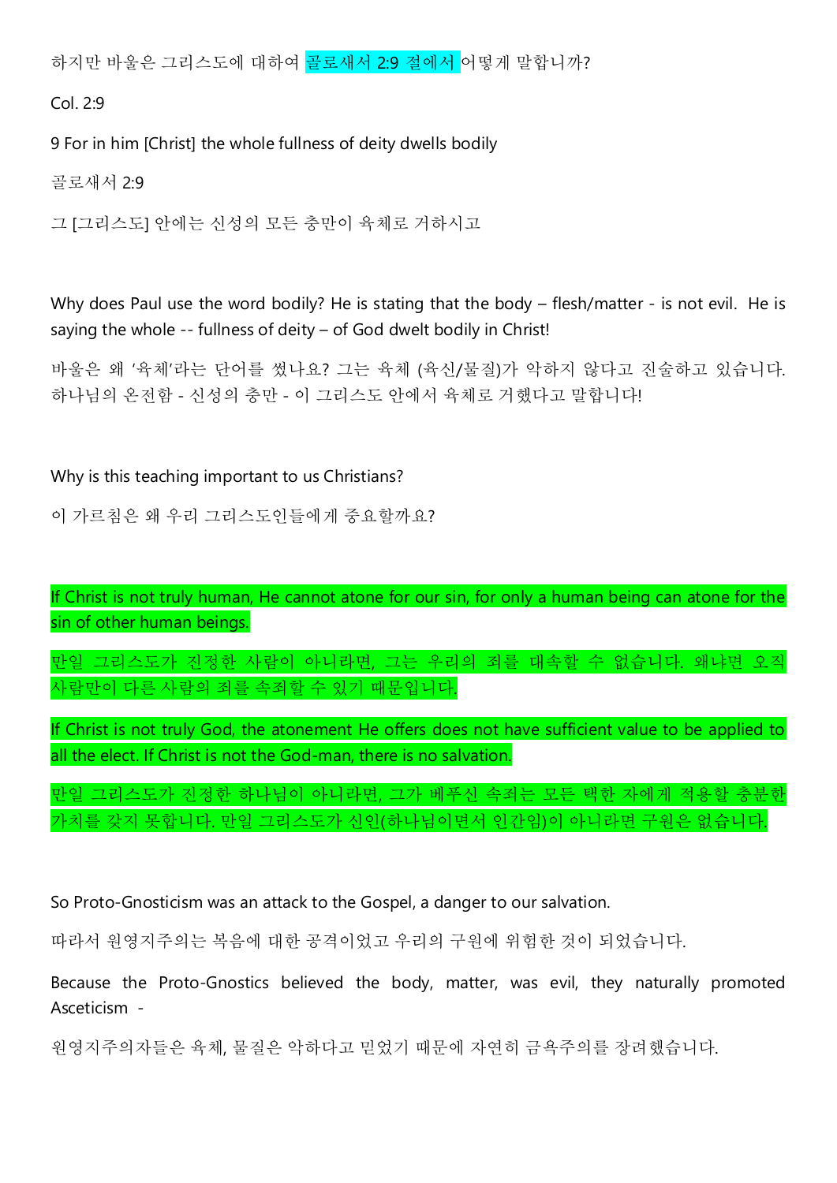하지만 바울은 그리스도에 대하여 골로새서 2:9 절에서 어떻게 말합니까?

Col. 2:9

9 For in him [Christ] the whole fullness of deity dwells bodily

골로새서 2:9

그 [그리스도] 안에는 신성의 모든 충만이 육체로 거하시고

Why does Paul use the word bodily? He is stating that the body – flesh/matter - is not evil. He is saying the whole -- fullness of deity – of God dwelt bodily in Christ!

바울은 왜 '육체'라는 단어를 썼나요? 그는 육체 (육신/물질)가 악하지 않다고 진술하고 있습니다. 하나님의 온전함 - 신성의 충만 - 이 그리스도 안에서 육체로 거했다고 말합니다!

Why is this teaching important to us Christians?

이 가르침은 왜 우리 그리스도인들에게 중요할까요?

If Christ is not truly human, He cannot atone for our sin, for only a human being can atone for the sin of other human beings.

만일 그리스도가 진정한 사람이 아니라면, 그는 우리의 죄를 대속할 수 없습니다. 왜냐면 오직 사람만이 다른 사람의 죄를 속죄할 수 있기 때문입니다.

If Christ is not truly God, the atonement He offers does not have sufficient value to be applied to all the elect. If Christ is not the God-man, there is no salvation.

만일 그리스도가 진정한 하나님이 아니라면, 그가 베푸신 속죄는 모든 택한 자에게 적용할 충분한 가치를 갖지 못합니다. 만일 그리스도가 신인(하나님이면서 인간임)이 아니라면 구원은 없습니다.

So Proto-Gnosticism was an attack to the Gospel, a danger to our salvation.

따라서 원영지주의는 복음에 대한 공격이었고 우리의 구원에 위험한 것이 되었습니다.

Because the Proto-Gnostics believed the body, matter, was evil, they naturally promoted Asceticism -

원영지주의자들은 육체, 물질은 악하다고 믿었기 때문에 자연히 금욕주의를 장려했습니다.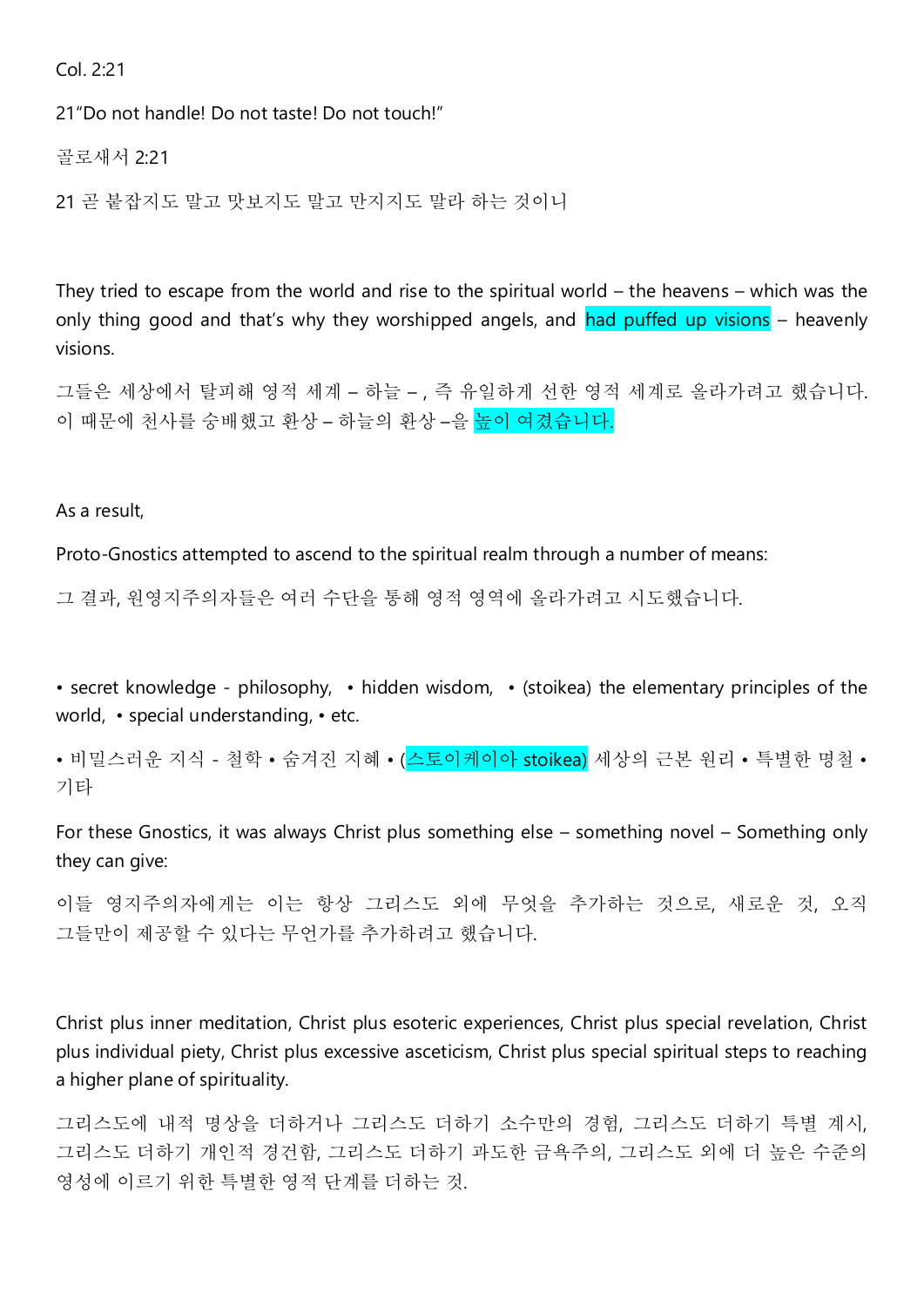Col. 2:21

21"Do not handle! Do not taste! Do not touch!"

골로새서 2:21

21 곧 붙잡지도 말고 맛보지도 말고 만지지도 말라 하는 것이니

They tried to escape from the world and rise to the spiritual world – the heavens – which was the only thing good and that's why they worshipped angels, and had puffed up visions – heavenly visions.

그들은 세상에서 탈피해 영적 세계 – 하늘 – , 즉 유일하게 선한 영적 세계로 올라가려고 했습니다. 이 때문에 천사를 숭배했고 환상 – 하늘의 환상 –을 높이 여겼습니다.

As a result,

Proto-Gnostics attempted to ascend to the spiritual realm through a number of means:

그 결과, 원영지주의자들은 여러 수단을 통해 영적 영역에 올라가려고 시도했습니다.

• secret knowledge - philosophy, • hidden wisdom, • (stoikea) the elementary principles of the world, • special understanding, • etc.

• 비밀스러운 지식 - 철학 • 숨겨진 지혜 • (스토이케이아 stoikea) 세상의 근본 원리 • 특별한 명철 • 기타

For these Gnostics, it was always Christ plus something else – something novel – Something only they can give:

이들 영지주의자에게는 이는 항상 그리스도 외에 무엇을 추가하는 것으로, 새로운 것, 오직 그들만이 제공할 수 있다는 무언가를 추가하려고 했습니다.

Christ plus inner meditation, Christ plus esoteric experiences, Christ plus special revelation, Christ plus individual piety, Christ plus excessive asceticism, Christ plus special spiritual steps to reaching a higher plane of spirituality.

그리스도에 내적 명상을 더하거나 그리스도 더하기 소수만의 경험, 그리스도 더하기 특별 계시, 그리스도 더하기 개인적 경건함, 그리스도 더하기 과도한 금욕주의, 그리스도 외에 더 높은 수준의 영성에 이르기 위한 특별한 영적 단계를 더하는 것.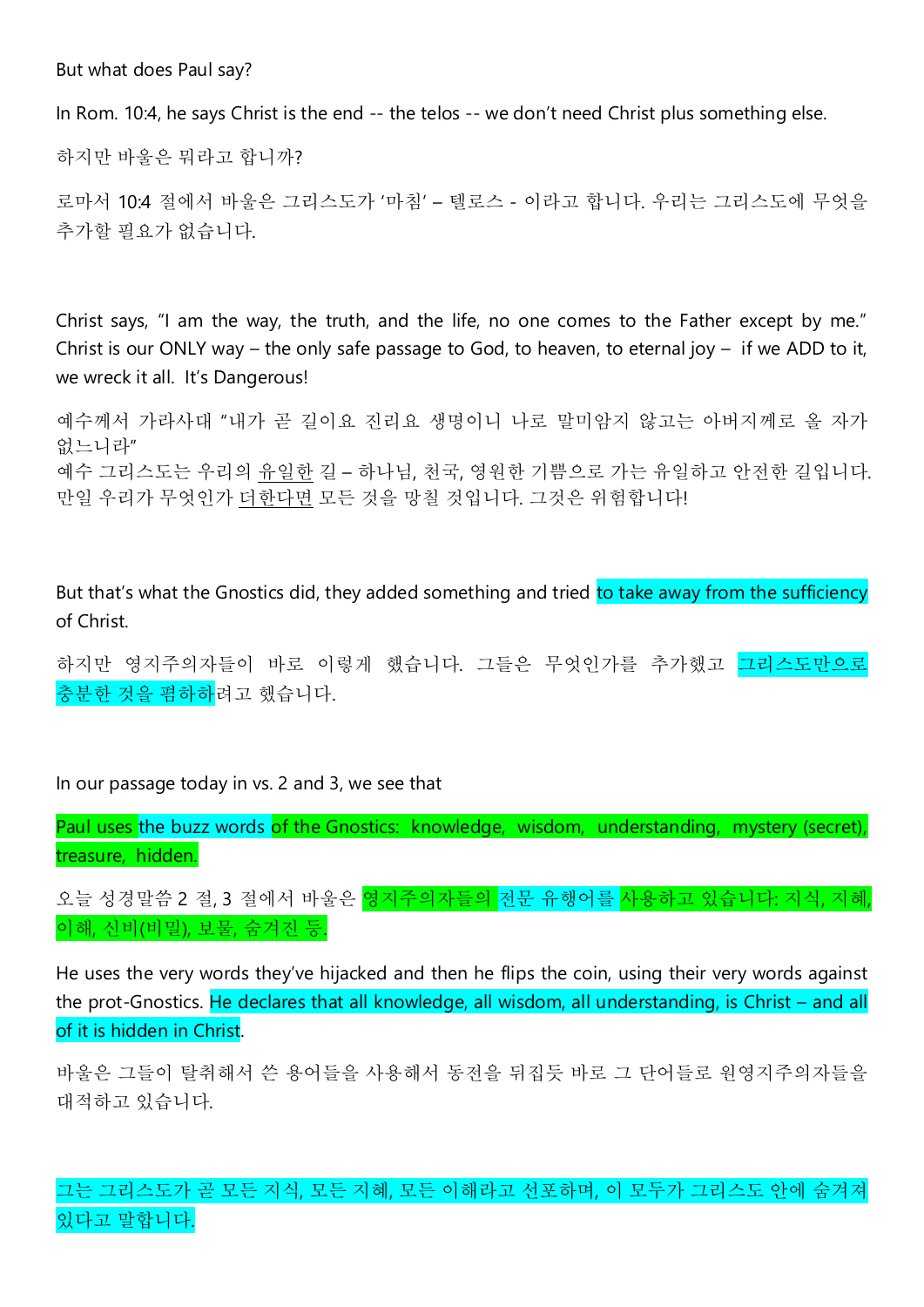But what does Paul say?

In Rom. 10:4, he says Christ is the end -- the telos -- we don't need Christ plus something else.

하지만 바울은 뭐라고 합니까?

로마서 10:4 절에서 바울은 그리스도가 '마침' – 텔로스 - 이라고 합니다. 우리는 그리스도에 무엇을 추가할 필요가 없습니다.

Christ says, "I am the way, the truth, and the life, no one comes to the Father except by me." Christ is our ONLY way – the only safe passage to God, to heaven, to eternal joy – if we ADD to it, we wreck it all. It's Dangerous!

예수께서 가라사대 "내가 곧 길이요 진리요 생명이니 나로 말미암지 않고는 아버지께로 올 자가 없느니라"
예수 그리스도는 우리의 <u>유일한</u> 길 – 하나님, 천국, 영원한 기쁨으로 가는 유일하고 안전한 길입니다. 만일 우리가 무엇인가 <u>더한다면</u> 모든 것을 망칠 것입니다. 그것은 위험합니다!

But that's what the Gnostics did, they added something and tried to take away from the sufficiency of Christ.

하지만 영지주의자들이 바로 이렇게 했습니다. 그들은 무엇인가를 추가했고 그리스도만으로 충분한 것을 폄하하려고 했습니다.

In our passage today in vs. 2 and 3, we see that

Paul uses the buzz words of the Gnostics: knowledge, wisdom, understanding, mystery (secret), treasure, hidden.

오늘 성경말씀 2 절, 3 절에서 바울은 영지주의자들의 전문 유행어를 사용하고 있습니다: 지식, 지혜, 이해, 신비(비밀), 보물, 숨겨진 등.

He uses the very words they've hijacked and then he flips the coin, using their very words against the prot-Gnostics. He declares that all knowledge, all wisdom, all understanding, is Christ – and all of it is hidden in Christ.

바울은 그들이 탈취해서 쓴 용어들을 사용해서 동전을 뒤집듯 바로 그 단어들로 원영지주의자들을 대적하고 있습니다.

그는 그리스도가 곧 모든 지식, 모든 지혜, 모든 이해라고 선포하며, 이 모두가 그리스도 안에 숨겨져 있다고 말합니다.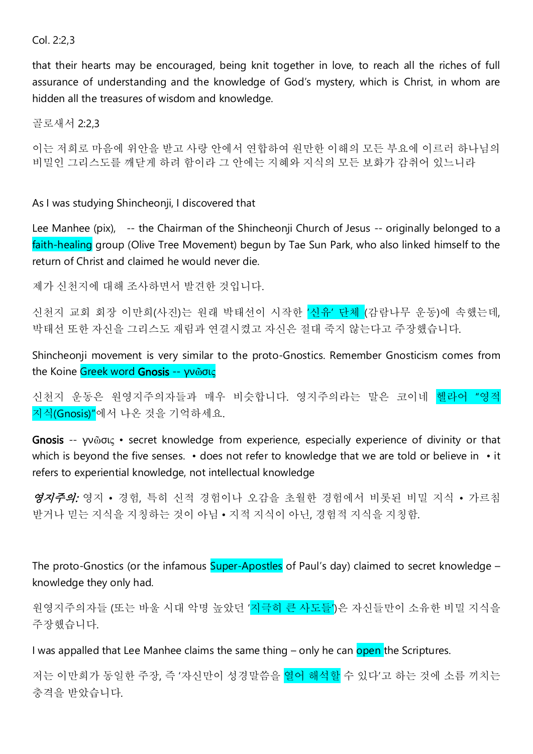Col. 2:2,3

that their hearts may be encouraged, being knit together in love, to reach all the riches of full assurance of understanding and the knowledge of God's mystery, which is Christ, in whom are hidden all the treasures of wisdom and knowledge.

골로새서 2:2,3

이는 저희로 마음에 위안을 받고 사랑 안에서 연합하여 원만한 이해의 모든 부요에 이르러 하나님의 비밀인 그리스도를 깨닫게 하려 함이라 그 안에는 지혜와 지식의 모든 보화가 감춰어 있느니라

As I was studying Shincheonji, I discovered that

Lee Manhee (pix), -- the Chairman of the Shincheonji Church of Jesus -- originally belonged to a faith-healing group (Olive Tree Movement) begun by Tae Sun Park, who also linked himself to the return of Christ and claimed he would never die.

제가 신천지에 대해 조사하면서 발견한 것입니다.

신천지 교회 회장 이만희(사진)는 원래 박태선이 시작한 '신유' 단체 (감람나무 운동)에 속했는데, 박태선 또한 자신을 그리스도 재림과 연결시켰고 자신은 절대 죽지 않는다고 주장했습니다.

Shincheonji movement is very similar to the proto-Gnostics. Remember Gnosticism comes from the Koine Greek word **Gnosis** -- γνῶσις

신천지 운동은 원영지주의자들과 매우 비슷합니다. 영지주의라는 말은 코이네 헬라어 "영적 지식(Gnosis)"에서 나온 것을 기억하세요.

**Gnosis** -- γνῶσις • secret knowledge from experience, especially experience of divinity or that which is beyond the five senses. • does not refer to knowledge that we are told or believe in • it refers to experiential knowledge, not intellectual knowledge

***영지주의:*** 영지 • 경험, 특히 신적 경험이나 오감을 초월한 경험에서 비롯된 비밀 지식 • 가르침 받거나 믿는 지식을 지칭하는 것이 아님 • 지적 지식이 아닌, 경험적 지식을 지칭함.

The proto-Gnostics (or the infamous Super-Apostles of Paul's day) claimed to secret knowledge – knowledge they only had.

원영지주의자들 (또는 바울 시대 악명 높았던 '지극히 큰 사도들')은 자신들만이 소유한 비밀 지식을 주장했습니다.

I was appalled that Lee Manhee claims the same thing – only he can open the Scriptures.

저는 이만희가 동일한 주장, 즉 '자신만이 성경말씀을 열어 해석할 수 있다'고 하는 것에 소름 끼치는 충격을 받았습니다.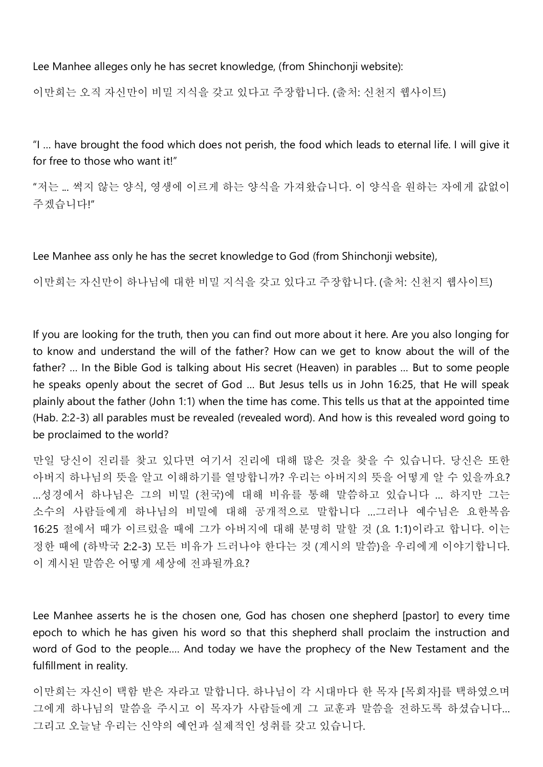Lee Manhee alleges only he has secret knowledge, (from Shinchonji website):

이만희는 오직 자신만이 비밀 지식을 갖고 있다고 주장합니다. (출처: 신천지 웹사이트)

"I … have brought the food which does not perish, the food which leads to eternal life. I will give it for free to those who want it!"

"저는 … 썩지 않는 양식, 영생에 이르게 하는 양식을 가져왔습니다. 이 양식을 원하는 자에게 값없이 주겠습니다!"

Lee Manhee ass only he has the secret knowledge to God (from Shinchonji website),

이만희는 자신만이 하나님에 대한 비밀 지식을 갖고 있다고 주장합니다. (출처: 신천지 웹사이트)

If you are looking for the truth, then you can find out more about it here. Are you also longing for to know and understand the will of the father? How can we get to know about the will of the father? … In the Bible God is talking about His secret (Heaven) in parables … But to some people he speaks openly about the secret of God … But Jesus tells us in John 16:25, that He will speak plainly about the father (John 1:1) when the time has come. This tells us that at the appointed time (Hab. 2:2-3) all parables must be revealed (revealed word). And how is this revealed word going to be proclaimed to the world?

만일 당신이 진리를 찾고 있다면 여기서 진리에 대해 많은 것을 찾을 수 있습니다. 당신은 또한 아버지 하나님의 뜻을 알고 이해하기를 열망합니까? 우리는 아버지의 뜻을 어떻게 알 수 있을까요? …성경에서 하나님은 그의 비밀 (천국)에 대해 비유를 통해 말씀하고 있습니다 … 하지만 그는 소수의 사람들에게 하나님의 비밀에 대해 공개적으로 말합니다 …그러나 예수님은 요한복음 16:25 절에서 때가 이르렀을 때에 그가 아버지에 대해 분명히 말할 것 (요 1:1)이라고 합니다. 이는 정한 때에 (하박국 2:2-3) 모든 비유가 드러나야 한다는 것 (계시의 말씀)을 우리에게 이야기합니다. 이 계시된 말씀은 어떻게 세상에 전파될까요?

Lee Manhee asserts he is the chosen one, God has chosen one shepherd [pastor] to every time epoch to which he has given his word so that this shepherd shall proclaim the instruction and word of God to the people…. And today we have the prophecy of the New Testament and the fulfillment in reality.

이만희는 자신이 택함 받은 자라고 말합니다. 하나님이 각 시대마다 한 목자 [목회자]를 택하였으며 그에게 하나님의 말씀을 주시고 이 목자가 사람들에게 그 교훈과 말씀을 전하도록 하셨습니다… 그리고 오늘날 우리는 신약의 예언과 실제적인 성취를 갖고 있습니다.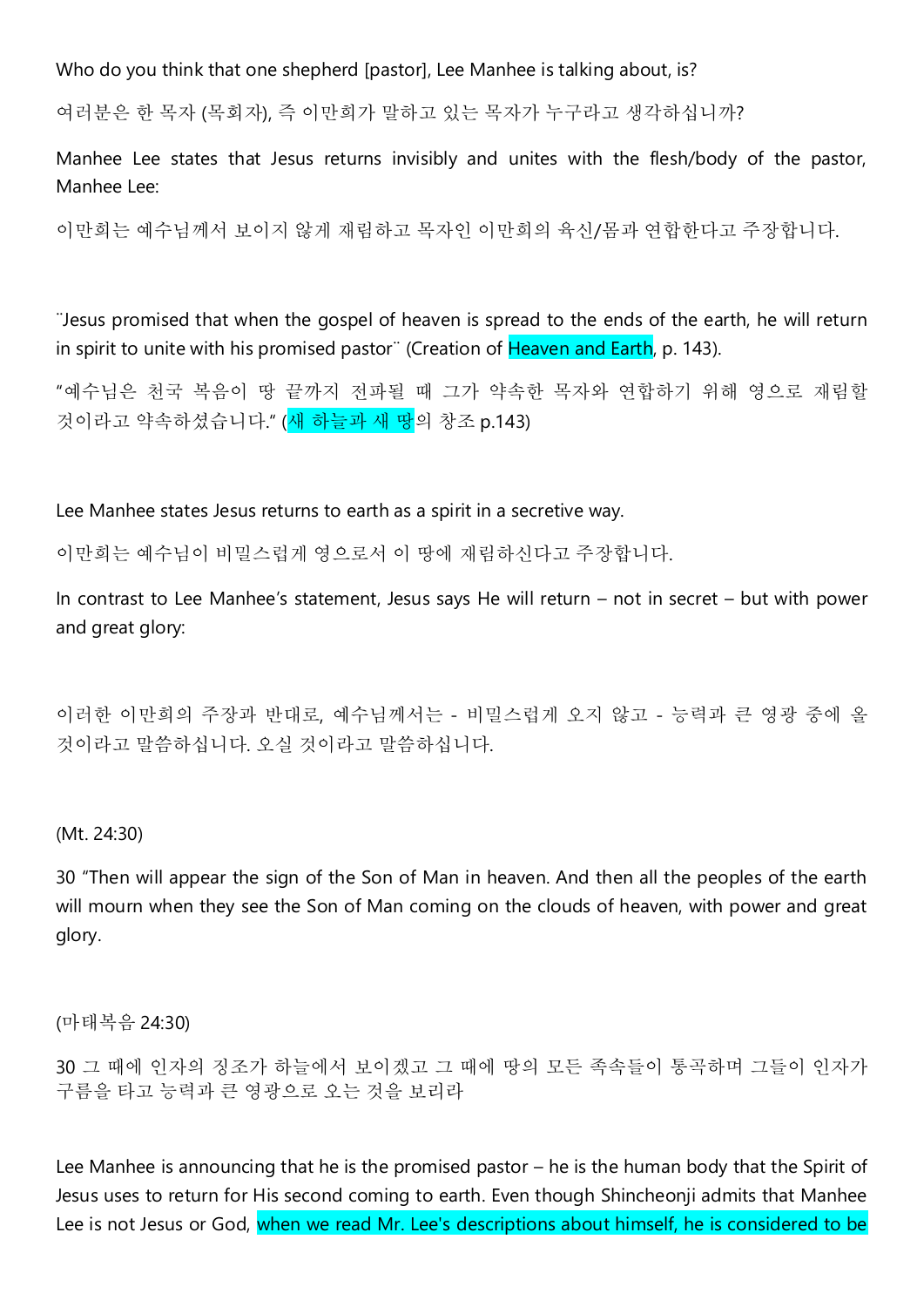Who do you think that one shepherd [pastor], Lee Manhee is talking about, is?

여러분은 한 목자 (목회자), 즉 이만희가 말하고 있는 목자가 누구라고 생각하십니까?

Manhee Lee states that Jesus returns invisibly and unites with the flesh/body of the pastor, Manhee Lee:

이만희는 예수님께서 보이지 않게 재림하고 목자인 이만희의 육신/몸과 연합한다고 주장합니다.

¨Jesus promised that when the gospel of heaven is spread to the ends of the earth, he will return in spirit to unite with his promised pastor¨ (Creation of Heaven and Earth, p. 143).

"예수님은 천국 복음이 땅 끝까지 전파될 때 그가 약속한 목자와 연합하기 위해 영으로 재림할 것이라고 약속하셨습니다." (새 하늘과 새 땅의 창조 p.143)

Lee Manhee states Jesus returns to earth as a spirit in a secretive way.

이만희는 예수님이 비밀스럽게 영으로서 이 땅에 재림하신다고 주장합니다.

In contrast to Lee Manhee's statement, Jesus says He will return – not in secret – but with power and great glory:

이러한 이만희의 주장과 반대로, 예수님께서는 - 비밀스럽게 오지 않고 - 능력과 큰 영광 중에 올 것이라고 말씀하십니다. 오실 것이라고 말씀하십니다.

(Mt. 24:30)

30 "Then will appear the sign of the Son of Man in heaven. And then all the peoples of the earth will mourn when they see the Son of Man coming on the clouds of heaven, with power and great glory.

(마태복음 24:30)

30 그 때에 인자의 징조가 하늘에서 보이겠고 그 때에 땅의 모든 족속들이 통곡하며 그들이 인자가 구름을 타고 능력과 큰 영광으로 오는 것을 보리라

Lee Manhee is announcing that he is the promised pastor – he is the human body that the Spirit of Jesus uses to return for His second coming to earth. Even though Shincheonji admits that Manhee Lee is not Jesus or God, when we read Mr. Lee's descriptions about himself, he is considered to be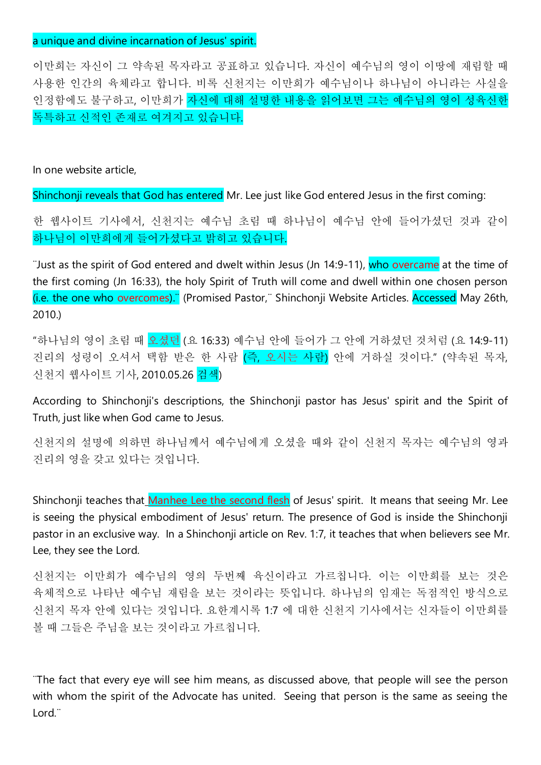a unique and divine incarnation of Jesus' spirit.

이만희는 자신이 그 약속된 목자라고 공표하고 있습니다. 자신이 예수님의 영이 이땅에 재림할 때 사용한 인간의 육체라고 합니다. 비록 신천지는 이만희가 예수님이나 하나님이 아니라는 사실을 인정함에도 불구하고, 이만희가 자신에 대해 설명한 내용을 읽어보면 그는 예수님의 영이 성육신한 독특하고 신적인 존재로 여겨지고 있습니다.

In one website article,

Shinchonji reveals that God has entered Mr. Lee just like God entered Jesus in the first coming:

한 웹사이트 기사에서, 신천지는 예수님 초림 때 하나님이 예수님 안에 들어가셨던 것과 같이 하나님이 이만희에게 들어가셨다고 밝히고 있습니다.

¨Just as the spirit of God entered and dwelt within Jesus (Jn 14:9-11), who overcame at the time of the first coming (Jn 16:33), the holy Spirit of Truth will come and dwell within one chosen person (i.e. the one who overcomes).¨ (Promised Pastor,¨ Shinchonji Website Articles. Accessed May 26th, 2010.)

"하나님의 영이 초림 때 오셨던 (요 16:33) 예수님 안에 들어가 그 안에 거하셨던 것처럼 (요 14:9-11) 진리의 성령이 오셔서 택함 받은 한 사람 (즉, 오시는 사람) 안에 거하실 것이다." (약속된 목자, 신천지 웹사이트 기사, 2010.05.26 검색)

According to Shinchonji's descriptions, the Shinchonji pastor has Jesus' spirit and the Spirit of Truth, just like when God came to Jesus.

신천지의 설명에 의하면 하나님께서 예수님에게 오셨을 때와 같이 신천지 목자는 예수님의 영과 진리의 영을 갖고 있다는 것입니다.

Shinchonji teaches that Manhee Lee the second flesh of Jesus' spirit. It means that seeing Mr. Lee is seeing the physical embodiment of Jesus' return. The presence of God is inside the Shinchonji pastor in an exclusive way. In a Shinchonji article on Rev. 1:7, it teaches that when believers see Mr. Lee, they see the Lord.

신천지는 이만희가 예수님의 영의 두번째 육신이라고 가르칩니다. 이는 이만희를 보는 것은 육체적으로 나타난 예수님 재림을 보는 것이라는 뜻입니다. 하나님의 임재는 독점적인 방식으로 신천지 목자 안에 있다는 것입니다. 요한계시록 1:7 에 대한 신천지 기사에서는 신자들이 이만희를 볼 때 그들은 주님을 보는 것이라고 가르칩니다.

¨The fact that every eye will see him means, as discussed above, that people will see the person with whom the spirit of the Advocate has united. Seeing that person is the same as seeing the Lord.¨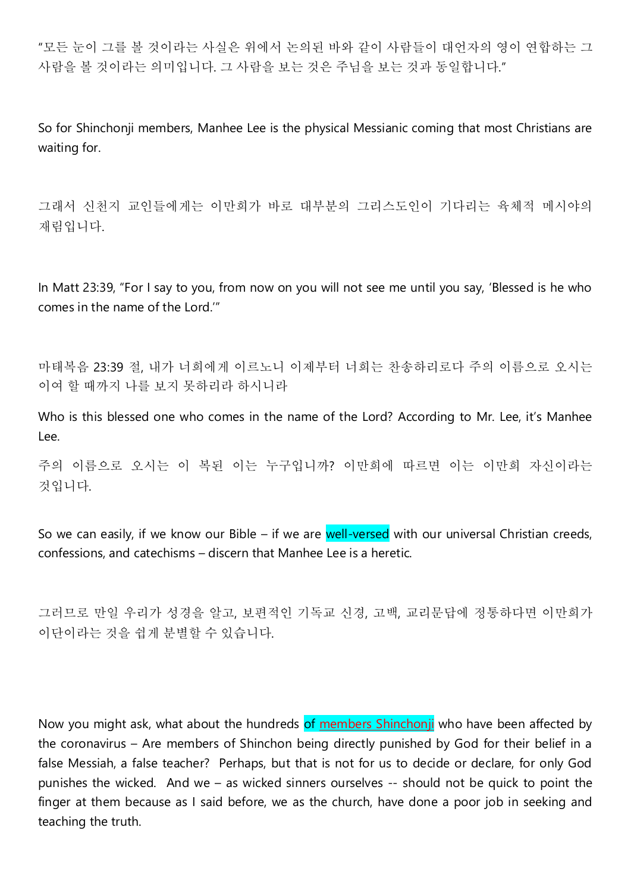"모든 눈이 그를 볼 것이라는 사실은 위에서 논의된 바와 같이 사람들이 대언자의 영이 연합하는 그 사람을 볼 것이라는 의미입니다. 그 사람을 보는 것은 주님을 보는 것과 동일합니다."

So for Shinchonji members, Manhee Lee is the physical Messianic coming that most Christians are waiting for.

그래서 신천지 교인들에게는 이만희가 바로 대부분의 그리스도인이 기다리는 육체적 메시야의 재림입니다.

In Matt 23:39, "For I say to you, from now on you will not see me until you say, 'Blessed is he who comes in the name of the Lord.'"

마태복음 23:39 절, 내가 너희에게 이르노니 이제부터 너희는 찬송하리로다 주의 이름으로 오시는 이여 할 때까지 나를 보지 못하리라 하시니라

Who is this blessed one who comes in the name of the Lord? According to Mr. Lee, it's Manhee Lee.

주의 이름으로 오시는 이 복된 이는 누구입니까? 이만희에 따르면 이는 이만희 자신이라는 것입니다.

So we can easily, if we know our Bible – if we are well-versed with our universal Christian creeds, confessions, and catechisms – discern that Manhee Lee is a heretic.

그러므로 만일 우리가 성경을 알고, 보편적인 기독교 신경, 고백, 교리문답에 정통하다면 이만희가 이단이라는 것을 쉽게 분별할 수 있습니다.

Now you might ask, what about the hundreds of members Shinchonji who have been affected by the coronavirus – Are members of Shinchon being directly punished by God for their belief in a false Messiah, a false teacher? Perhaps, but that is not for us to decide or declare, for only God punishes the wicked. And we – as wicked sinners ourselves -- should not be quick to point the finger at them because as I said before, we as the church, have done a poor job in seeking and teaching the truth.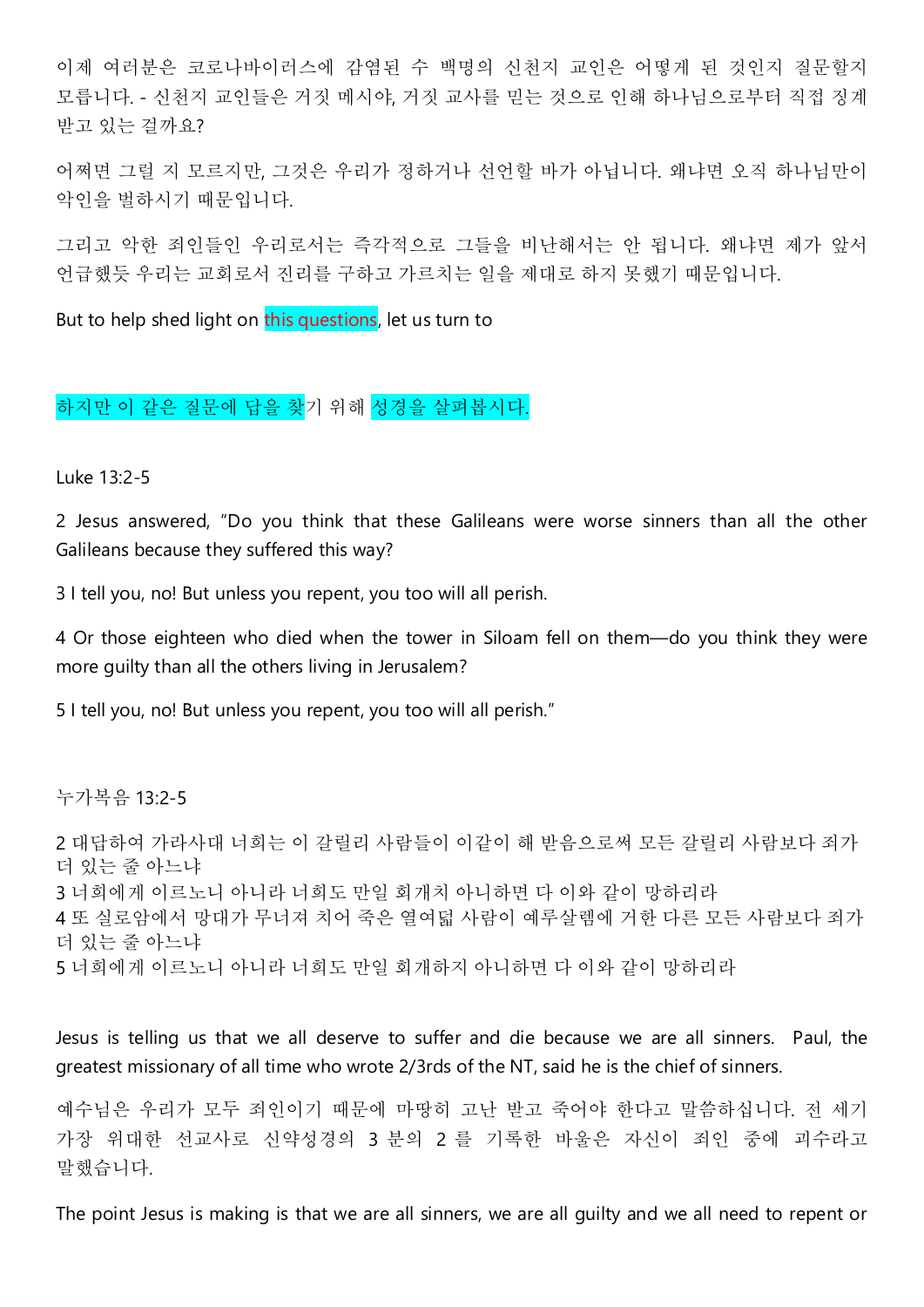이제 여러분은 코로나바이러스에 감염된 수 백명의 신천지 교인은 어떻게 된 것인지 질문할지 모릅니다. - 신천지 교인들은 거짓 메시야, 거짓 교사를 믿는 것으로 인해 하나님으로부터 직접 징계 받고 있는 걸까요?

어쩌면 그럴 지 모르지만, 그것은 우리가 정하거나 선언할 바가 아닙니다. 왜냐면 오직 하나님만이 악인을 벌하시기 때문입니다.

그리고 악한 죄인들인 우리로서는 즉각적으로 그들을 비난해서는 안 됩니다. 왜냐면 제가 앞서 언급했듯 우리는 교회로서 진리를 구하고 가르치는 일을 제대로 하지 못했기 때문입니다.

But to help shed light on this questions, let us turn to

하지만 이 같은 질문에 답을 찾기 위해 성경을 살펴봅시다.

Luke 13:2-5

2 Jesus answered, "Do you think that these Galileans were worse sinners than all the other Galileans because they suffered this way?

3 I tell you, no! But unless you repent, you too will all perish.

4 Or those eighteen who died when the tower in Siloam fell on them—do you think they were more guilty than all the others living in Jerusalem?

5 I tell you, no! But unless you repent, you too will all perish."

누가복음 13:2-5

2 대답하여 가라사대 너희는 이 갈릴리 사람들이 이같이 해 받음으로써 모든 갈릴리 사람보다 죄가 더 있는 줄 아느냐
3 너희에게 이르노니 아니라 너희도 만일 회개치 아니하면 다 이와 같이 망하리라
4 또 실로암에서 망대가 무너져 치어 죽은 열여덟 사람이 예루살렘에 거한 다른 모든 사람보다 죄가 더 있는 줄 아느냐
5 너희에게 이르노니 아니라 너희도 만일 회개하지 아니하면 다 이와 같이 망하리라

Jesus is telling us that we all deserve to suffer and die because we are all sinners. Paul, the greatest missionary of all time who wrote 2/3rds of the NT, said he is the chief of sinners.

예수님은 우리가 모두 죄인이기 때문에 마땅히 고난 받고 죽어야 한다고 말씀하십니다. 전 세기 가장 위대한 선교사로 신약성경의 3 분의 2 를 기록한 바울은 자신이 죄인 중에 괴수라고 말했습니다.

The point Jesus is making is that we are all sinners, we are all guilty and we all need to repent or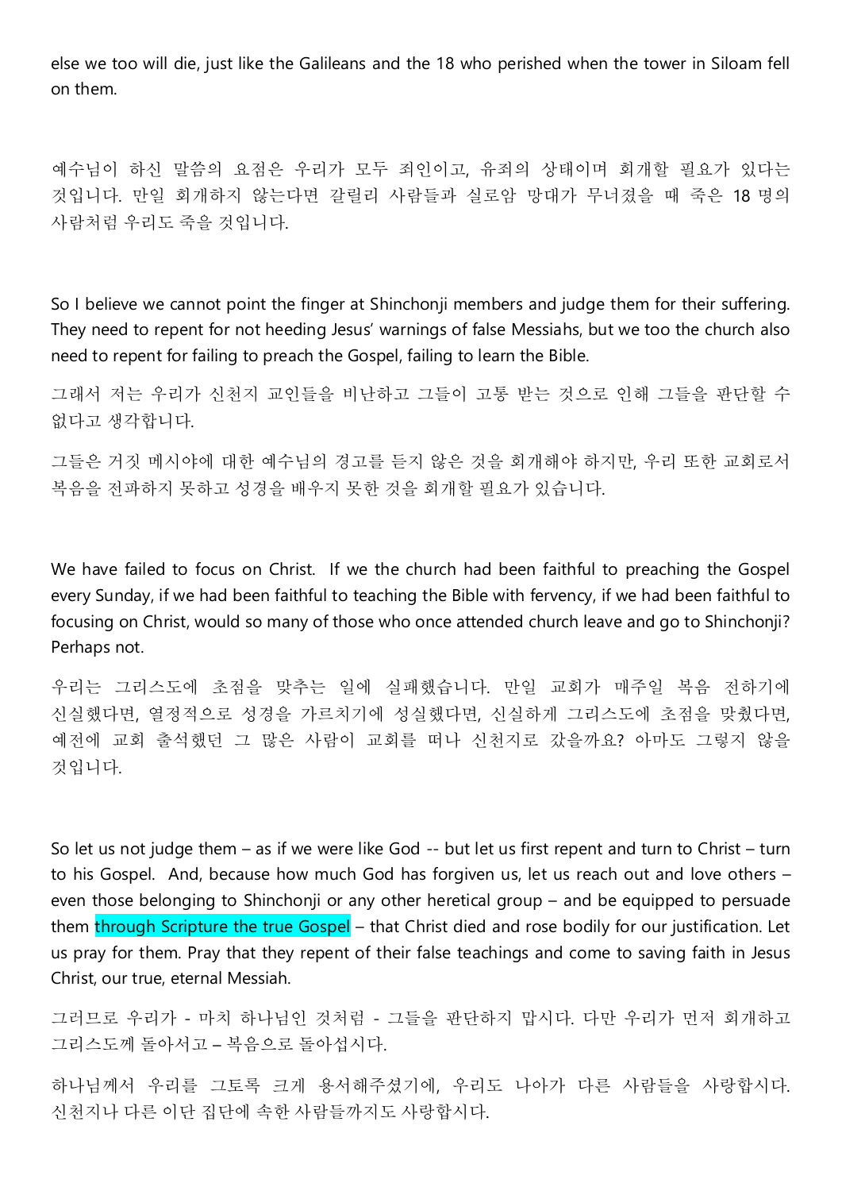else we too will die, just like the Galileans and the 18 who perished when the tower in Siloam fell on them.

예수님이 하신 말씀의 요점은 우리가 모두 죄인이고, 유죄의 상태이며 회개할 필요가 있다는 것입니다. 만일 회개하지 않는다면 갈릴리 사람들과 실로암 망대가 무너졌을 때 죽은 18 명의 사람처럼 우리도 죽을 것입니다.

So I believe we cannot point the finger at Shinchonji members and judge them for their suffering. They need to repent for not heeding Jesus' warnings of false Messiahs, but we too the church also need to repent for failing to preach the Gospel, failing to learn the Bible.

그래서 저는 우리가 신천지 교인들을 비난하고 그들이 고통 받는 것으로 인해 그들을 판단할 수 없다고 생각합니다.

그들은 거짓 메시야에 대한 예수님의 경고를 듣지 않은 것을 회개해야 하지만, 우리 또한 교회로서 복음을 전파하지 못하고 성경을 배우지 못한 것을 회개할 필요가 있습니다.

We have failed to focus on Christ. If we the church had been faithful to preaching the Gospel every Sunday, if we had been faithful to teaching the Bible with fervency, if we had been faithful to focusing on Christ, would so many of those who once attended church leave and go to Shinchonji? Perhaps not.

우리는 그리스도에 초점을 맞추는 일에 실패했습니다. 만일 교회가 매주일 복음 전하기에 신실했다면, 열정적으로 성경을 가르치기에 성실했다면, 신실하게 그리스도에 초점을 맞췄다면, 예전에 교회 출석했던 그 많은 사람이 교회를 떠나 신천지로 갔을까요? 아마도 그렇지 않을 것입니다.

So let us not judge them – as if we were like God -- but let us first repent and turn to Christ – turn to his Gospel. And, because how much God has forgiven us, let us reach out and love others – even those belonging to Shinchonji or any other heretical group – and be equipped to persuade them through Scripture the true Gospel – that Christ died and rose bodily for our justification. Let us pray for them. Pray that they repent of their false teachings and come to saving faith in Jesus Christ, our true, eternal Messiah.

그러므로 우리가 - 마치 하나님인 것처럼 - 그들을 판단하지 맙시다. 다만 우리가 먼저 회개하고 그리스도께 돌아서고 – 복음으로 돌아섭시다.

하나님께서 우리를 그토록 크게 용서해주셨기에, 우리도 나아가 다른 사람들을 사랑합시다. 신천지나 다른 이단 집단에 속한 사람들까지도 사랑합시다.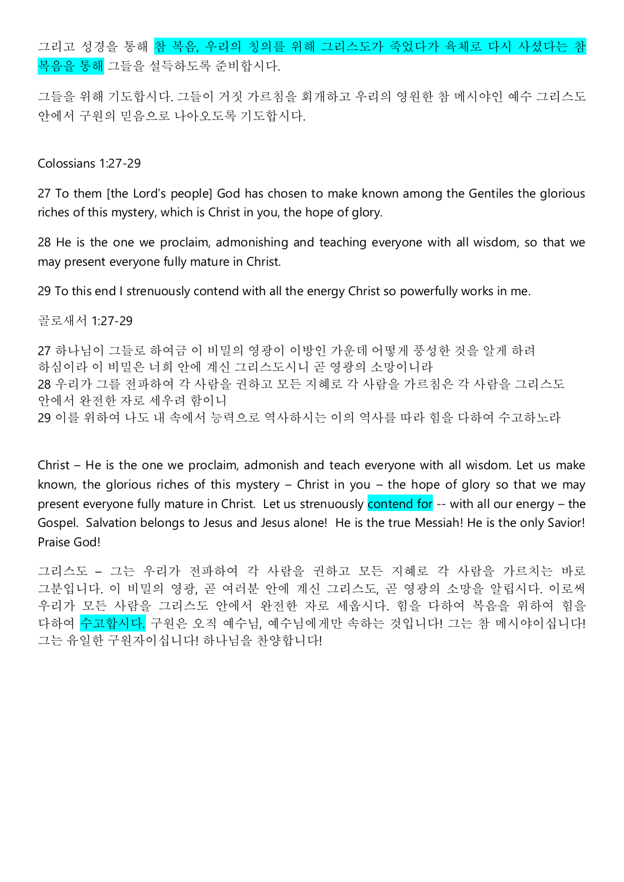그리고 성경을 통해 참 복음, 우리의 칭의를 위해 그리스도가 죽었다가 육체로 다시 사셨다는 참 복음을 통해 그들을 설득하도록 준비합시다.

그들을 위해 기도합시다. 그들이 거짓 가르침을 회개하고 우리의 영원한 참 메시야인 예수 그리스도 안에서 구원의 믿음으로 나아오도록 기도합시다.

Colossians 1:27-29

27 To them [the Lord's people] God has chosen to make known among the Gentiles the glorious riches of this mystery, which is Christ in you, the hope of glory.

28 He is the one we proclaim, admonishing and teaching everyone with all wisdom, so that we may present everyone fully mature in Christ.

29 To this end I strenuously contend with all the energy Christ so powerfully works in me.

골로새서 1:27-29

27 하나님이 그들로 하여금 이 비밀의 영광이 이방인 가운데 어떻게 풍성한 것을 알게 하려 하심이라 이 비밀은 너희 안에 계신 그리스도시니 곧 영광의 소망이니라
28 우리가 그를 전파하여 각 사람을 권하고 모든 지혜로 각 사람을 가르침은 각 사람을 그리스도 안에서 완전한 자로 세우려 함이니
29 이를 위하여 나도 내 속에서 능력으로 역사하시는 이의 역사를 따라 힘을 다하여 수고하노라

Christ – He is the one we proclaim, admonish and teach everyone with all wisdom. Let us make known, the glorious riches of this mystery – Christ in you – the hope of glory so that we may present everyone fully mature in Christ. Let us strenuously contend for -- with all our energy – the Gospel. Salvation belongs to Jesus and Jesus alone! He is the true Messiah! He is the only Savior! Praise God!

그리스도 – 그는 우리가 전파하여 각 사람을 권하고 모든 지혜로 각 사람을 가르치는 바로 그분입니다. 이 비밀의 영광, 곧 여러분 안에 계신 그리스도, 곧 영광의 소망을 알립시다. 이로써 우리가 모든 사람을 그리스도 안에서 완전한 자로 세웁시다. 힘을 다하여 복음을 위하여 힘을 다하여 수고합시다. 구원은 오직 예수님, 예수님에게만 속하는 것입니다! 그는 참 메시야이십니다! 그는 유일한 구원자이십니다! 하나님을 찬양합니다!